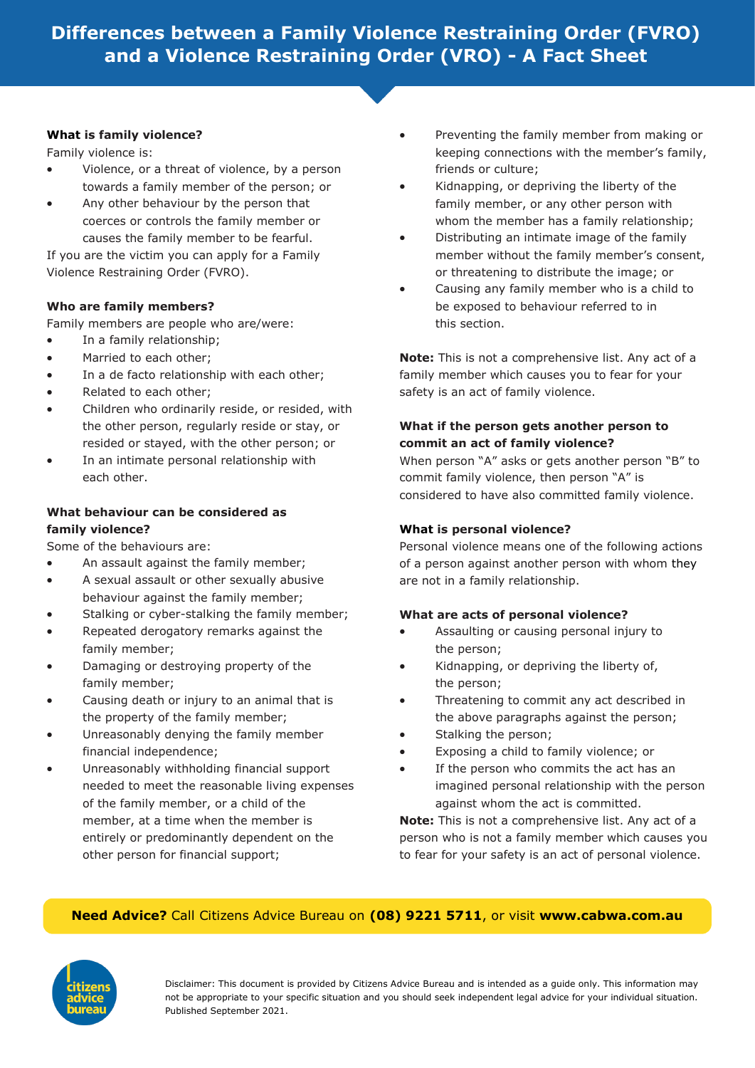# Differences between a Family Violence Restraining Order (FVRO) and a Violence Restraining Order (VRO) - A Fact Sheet

**What is family violence?**

Family violence is:

- Violence, or a threat of violence, by a person towards a family member of the person; or
- Any other behaviour by the person that coerces or controls the family member or causes the family member to be fearful.

If you are the victim you can apply for a Family Violence Restraining Order (FVRO).

**Who are family members?**

Family members are people who are/were:

- In a family relationship;
- Married to each other;
- In a de facto relationship with each other;
- Related to each other;
- Children who ordinarily reside, or resided, with the other person, regularly reside or stay, or resided or stayed, with the other person; or
- In an intimate personal relationship with each other.

**What behaviour can be considered as family violence?**

Some of the behaviours are:

- An assault against the family member;
- A sexual assault or other sexually abusive behaviour against the family member;
- Stalking or cyber-stalking the family member;
- Repeated derogatory remarks against the family member;
- Damaging or destroying property of the family member;
- Causing death or injury to an animal that is the property of the family member;
- Unreasonably denying the family member financial independence;
- Unreasonably withholding financial support needed to meet the reasonable living expenses of the family member, or a child of the member, at a time when the member is entirely or predominantly dependent on the other person for financial support;
- Preventing the family member from making or keeping connections with the member's family, friends or culture;
- Kidnapping, or depriving the liberty of the family member, or any other person with whom the member has a family relationship;
- Distributing an intimate image of the family member without the family member's consent, or threatening to distribute the image; or
- Causing any family member who is a child to be exposed to behaviour referred to in this section.

**Note:** This is not a comprehensive list. Any act of a family member which causes you to fear for your safety is an act of family violence.

**What if the person gets another person to commit an act of family violence?**

When person "A" asks or gets another person "B" to commit family violence, then person "A" is considered to have also committed family violence.

**What is personal violence?**

Personal violence means one of the following actions of a person against another person with whom they are not in a family relationship.

**What are acts of personal violence?**

- Assaulting or causing personal injury to the person;
- Kidnapping, or depriving the liberty of, the person;
- Threatening to commit any act described in the above paragraphs against the person;
- Stalking the person;
- Exposing a child to family violence; or
- If the person who commits the act has an imagined personal relationship with the person against whom the act is committed.

**Note:** This is not a comprehensive list. Any act of a person who is not a family member which causes you to fear for your safety is an act of personal violence.

**Need Advice?** Call Citizens Advice Bureau on **(08) 9221 5711**, or visit **www.cabwa.com.au**

Disclaimer: This document is provided by Citizens Advice Bureau and is intended as a guide only. This information may not be appropriate to your specific situation and you should seek independent legal advice for your individual situation. Published September 2021.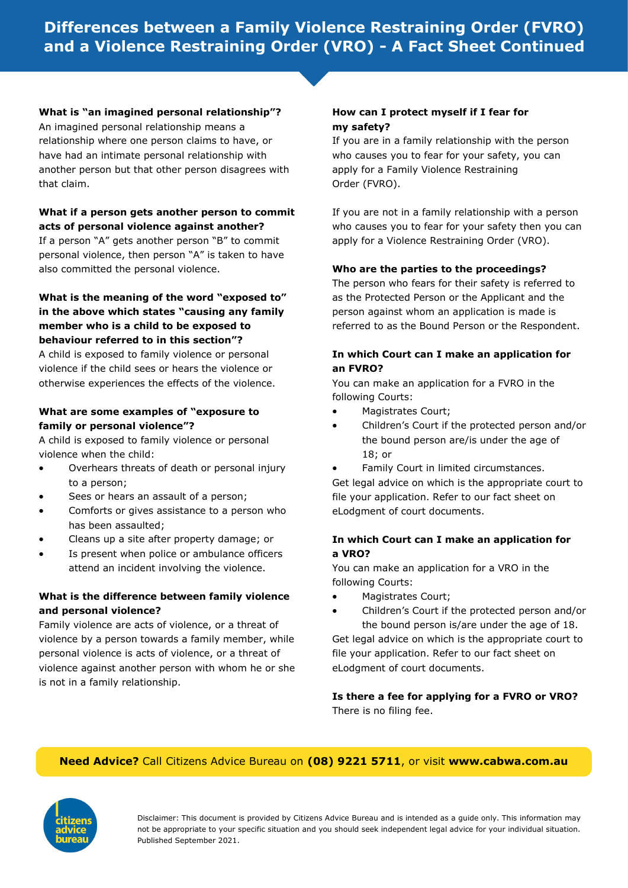# Differences between a Family Violence Restraining Order (FVRO) and a Violence Restraining Order (VRO) - A Fact Sheet Continued

**What is "an imagined personal relationship"?**
An imagined personal relationship means a relationship where one person claims to have, or have had an intimate personal relationship with another person but that other person disagrees with that claim.

**What if a person gets another person to commit acts of personal violence against another?**
If a person "A" gets another person "B" to commit personal violence, then person "A" is taken to have also committed the personal violence.

**What is the meaning of the word "exposed to" in the above which states "causing any family member who is a child to be exposed to behaviour referred to in this section"?**
A child is exposed to family violence or personal violence if the child sees or hears the violence or otherwise experiences the effects of the violence.

**What are some examples of "exposure to family or personal violence"?**
A child is exposed to family violence or personal violence when the child:

- Overhears threats of death or personal injury to a person;
- Sees or hears an assault of a person;
- Comforts or gives assistance to a person who has been assaulted;
- Cleans up a site after property damage; or
- Is present when police or ambulance officers attend an incident involving the violence.

**What is the difference between family violence and personal violence?**
Family violence are acts of violence, or a threat of violence by a person towards a family member, while personal violence is acts of violence, or a threat of violence against another person with whom he or she is not in a family relationship.

**How can I protect myself if I fear for my safety?**
If you are in a family relationship with the person who causes you to fear for your safety, you can apply for a Family Violence Restraining Order (FVRO).

If you are not in a family relationship with a person who causes you to fear for your safety then you can apply for a Violence Restraining Order (VRO).

**Who are the parties to the proceedings?**
The person who fears for their safety is referred to as the Protected Person or the Applicant and the person against whom an application is made is referred to as the Bound Person or the Respondent.

**In which Court can I make an application for an FVRO?**
You can make an application for a FVRO in the following Courts:

- Magistrates Court;
- Children's Court if the protected person and/or the bound person are/is under the age of 18; or
- Family Court in limited circumstances.

Get legal advice on which is the appropriate court to file your application. Refer to our fact sheet on eLodgment of court documents.

**In which Court can I make an application for a VRO?**
You can make an application for a VRO in the following Courts:

- Magistrates Court;
- Children's Court if the protected person and/or the bound person is/are under the age of 18.

Get legal advice on which is the appropriate court to file your application. Refer to our fact sheet on eLodgment of court documents.

**Is there a fee for applying for a FVRO or VRO?**
There is no filing fee.

**Need Advice?** Call Citizens Advice Bureau on **(08) 9221 5711**, or visit **www.cabwa.com.au**

citizens advice bureau

Disclaimer: This document is provided by Citizens Advice Bureau and is intended as a guide only. This information may not be appropriate to your specific situation and you should seek independent legal advice for your individual situation. Published September 2021.